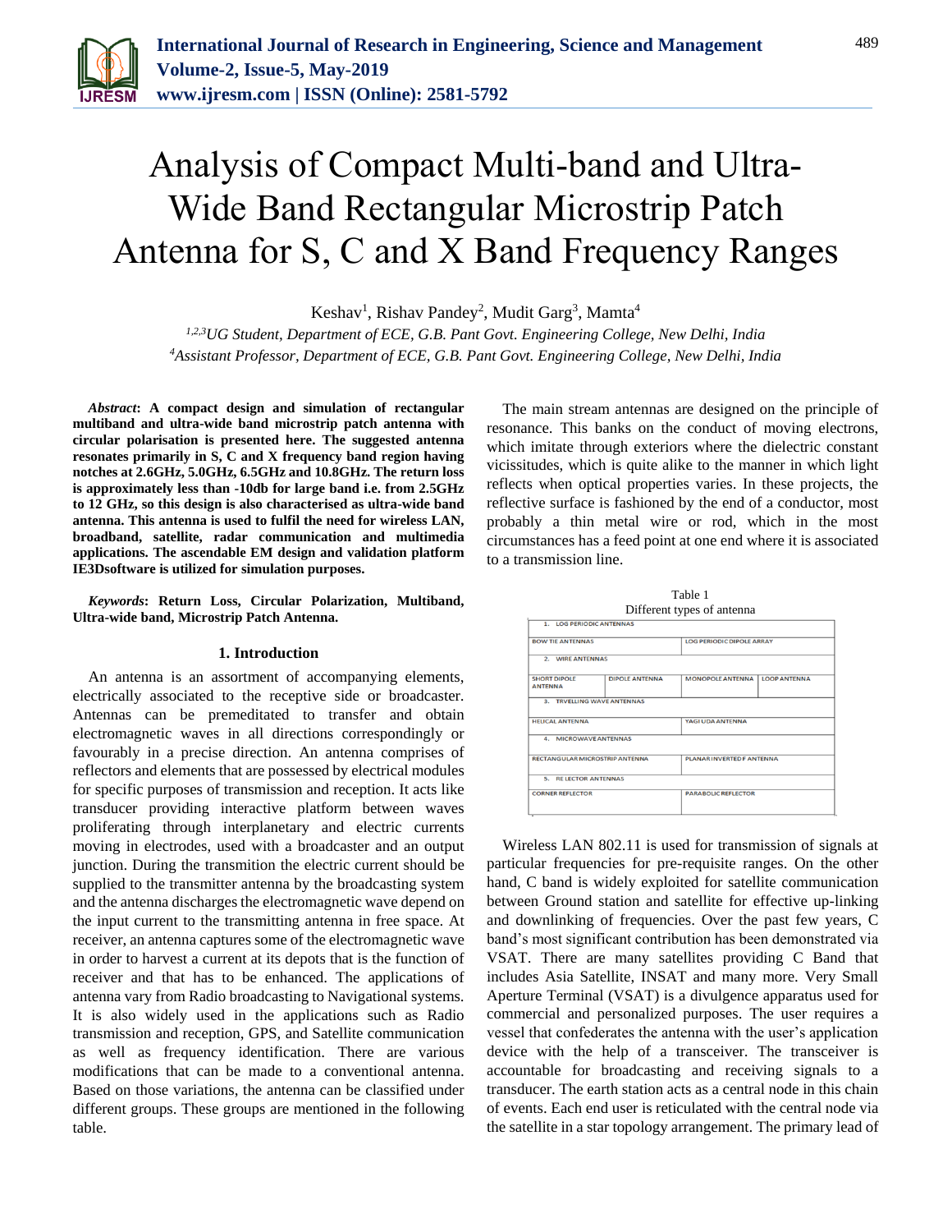# Analysis of Compact Multi-band and Ultra-Wide Band Rectangular Microstrip Patch Antenna for S, C and X Band Frequency Ranges

Keshav[1], Rishav Pandey[2], Mudit Garg[3], Mamta[4]

*[1,2,3]UG Student, Department of ECE, G.B. Pant Govt. Engineering College, New Delhi, India*
*[4]Assistant Professor, Department of ECE, G.B. Pant Govt. Engineering College, New Delhi, India*

***Abstract*: A compact design and simulation of rectangular multiband and ultra-wide band microstrip patch antenna with circular polarisation is presented here. The suggested antenna resonates primarily in S, C and X frequency band region having notches at 2.6GHz, 5.0GHz, 6.5GHz and 10.8GHz. The return loss is approximately less than -10db for large band i.e. from 2.5GHz to 12 GHz, so this design is also characterised as ultra-wide band antenna. This antenna is used to fulfil the need for wireless LAN, broadband, satellite, radar communication and multimedia applications. The ascendable EM design and validation platform IE3Dsoftware is utilized for simulation purposes.**

***Keywords*: Return Loss, Circular Polarization, Multiband, Ultra-wide band, Microstrip Patch Antenna.**

## 1. Introduction

An antenna is an assortment of accompanying elements, electrically associated to the receptive side or broadcaster. Antennas can be premeditated to transfer and obtain electromagnetic waves in all directions correspondingly or favourably in a precise direction. An antenna comprises of reflectors and elements that are possessed by electrical modules for specific purposes of transmission and reception. It acts like transducer providing interactive platform between waves proliferating through interplanetary and electric currents moving in electrodes, used with a broadcaster and an output junction. During the transmition the electric current should be supplied to the transmitter antenna by the broadcasting system and the antenna discharges the electromagnetic wave depend on the input current to the transmitting antenna in free space. At receiver, an antenna captures some of the electromagnetic wave in order to harvest a current at its depots that is the function of receiver and that has to be enhanced. The applications of antenna vary from Radio broadcasting to Navigational systems. It is also widely used in the applications such as Radio transmission and reception, GPS, and Satellite communication as well as frequency identification. There are various modifications that can be made to a conventional antenna. Based on those variations, the antenna can be classified under different groups. These groups are mentioned in the following table.

The main stream antennas are designed on the principle of resonance. This banks on the conduct of moving electrons, which imitate through exteriors where the dielectric constant vicissitudes, which is quite alike to the manner in which light reflects when optical properties varies. In these projects, the reflective surface is fashioned by the end of a conductor, most probably a thin metal wire or rod, which in the most circumstances has a feed point at one end where it is associated to a transmission line.

Table 1
Different types of antenna

| 1. LOG PERIODIC ANTENNAS | | | |
|---|---|---|---|
| BOW TIE ANTENNAS | | LOG PERIODIC DIPOLE ARRAY | |
| 2. WIRE ANTENNAS | | | |
| SHORT DIPOLE ANTENNA | DIPOLE ANTENNA | MONOPOLE ANTENNA | LOOP ANTENNA |
| 3. TRVELLING WAVE ANTENNAS | | | |
| HELICAL ANTENNA | | YAGI UDA ANTENNA | |
| 4. MICROWAVE ANTENNAS | | | |
| RECTANGULAR MICROSTRIP ANTENNA | | PLANAR INVERTED F ANTENNA | |
| 5. RELECTOR ANTENNAS | | | |
| CORNER REFLECTOR | | PARABOLIC REFLECTOR | |

Wireless LAN 802.11 is used for transmission of signals at particular frequencies for pre-requisite ranges. On the other hand, C band is widely exploited for satellite communication between Ground station and satellite for effective up-linking and downlinking of frequencies. Over the past few years, C band's most significant contribution has been demonstrated via VSAT. There are many satellites providing C Band that includes Asia Satellite, INSAT and many more. Very Small Aperture Terminal (VSAT) is a divulgence apparatus used for commercial and personalized purposes. The user requires a vessel that confederates the antenna with the user's application device with the help of a transceiver. The transceiver is accountable for broadcasting and receiving signals to a transducer. The earth station acts as a central node in this chain of events. Each end user is reticulated with the central node via the satellite in a star topology arrangement. The primary lead of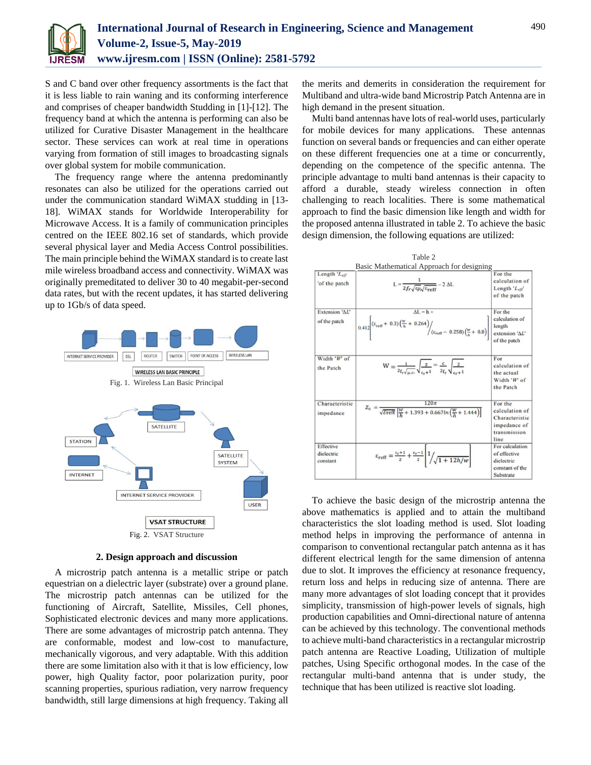S and C band over other frequency assortments is the fact that it is less liable to rain waning and its conforming interference and comprises of cheaper bandwidth Studding in [1]-[12]. The frequency band at which the antenna is performing can also be utilized for Curative Disaster Management in the healthcare sector. These services can work at real time in operations varying from formation of still images to broadcasting signals over global system for mobile communication.

The frequency range where the antenna predominantly resonates can also be utilized for the operations carried out under the communication standard WiMAX studding in [13-18]. WiMAX stands for Worldwide Interoperability for Microwave Access. It is a family of communication principles centred on the IEEE 802.16 set of standards, which provide several physical layer and Media Access Control possibilities. The main principle behind the WiMAX standard is to create last mile wireless broadband access and connectivity. WiMAX was originally premeditated to deliver 30 to 40 megabit-per-second data rates, but with the recent updates, it has started delivering up to 1Gb/s of data speed.

INTERNET SERVICE PROVIDER → DSL → ROUTER → SWITCH → POINT OF ACCESS → WIRELESS LAN

WIRELESS LAN BASIC PRINCIPLE

Fig. 1. Wireless Lan Basic Principal

SATELLITE, STATION, SATELLITE SYSTEM, INTERNET, INTERNET SERVICE PROVIDER, USER

VSAT STRUCTURE

Fig. 2. VSAT Structure

## 2. Design approach and discussion

A microstrip patch antenna is a metallic stripe or patch equestrian on a dielectric layer (substrate) over a ground plane. The microstrip patch antennas can be utilized for the functioning of Aircraft, Satellite, Missiles, Cell phones, Sophisticated electronic devices and many more applications. There are some advantages of microstrip patch antenna. They are conformable, modest and low-cost to manufacture, mechanically vigorous, and very adaptable. With this addition there are some limitation also with it that is low efficiency, low power, high Quality factor, poor polarization purity, poor scanning properties, spurious radiation, very narrow frequency bandwidth, still large dimensions at high frequency. Taking all the merits and demerits in consideration the requirement for Multiband and ultra-wide band Microstrip Patch Antenna are in high demand in the present situation.

Multi band antennas have lots of real-world uses, particularly for mobile devices for many applications. These antennas function on several bands or frequencies and can either operate on these different frequencies one at a time or concurrently, depending on the competence of the specific antenna. The principle advantage to multi band antennas is their capacity to afford a durable, steady wireless connection in often challenging to reach localities. There is some mathematical approach to find the basic dimension like length and width for the proposed antenna illustrated in table 2. To achieve the basic design dimension, the following equations are utilized:

Table 2
Basic Mathematical Approach for designing

| | | |
|---|---|---|
| Length '$L_{eff}$' of the patch | $L = \frac{1}{2fr\sqrt{\epsilon_0\mu_0}\sqrt{\epsilon_{reff}}} - 2\,\Delta L$ | For the calculation of Length '$L_{eff}$' of the patch |
| Extension '$\Delta L$' of the patch | $\Delta L = h \times 0.412\left[(\epsilon_{reff} + 0.3)\left(\frac{w}{h} + 0.264\right)\Big/(\epsilon_{reff} - 0.258)\left(\frac{w}{h} + 0.8\right)\right]$ | For the calculation of length extension '$\Delta L$' of the patch |
| Width '$W$' of the Patch | $W = \frac{1}{2f_r\sqrt{\mu_0\varepsilon_0}}\sqrt{\frac{2}{\varepsilon_r+1}} = \frac{c}{2f_r}\sqrt{\frac{2}{\varepsilon_r+1}}$ | For calculation of the actual Width '$W$' of the Patch |
| Characteristic impedance | $Z_0 = \frac{120\pi}{\sqrt{\varepsilon reff}\left[\frac{W}{h} + 1.393 + 0.667\ln\left(\frac{W}{h} + 1.444\right)\right]}$ | For the calculation of Characteristic impedance of transmission line |
| Effective dielectric constant | $\varepsilon_{reff} = \frac{\varepsilon_r+1}{2} + \frac{\varepsilon_r-1}{2}\left[1\Big/\sqrt{1+12h/w}\right]$ | For calculation of effective dielectric constant of the Substrate |

To achieve the basic design of the microstrip antenna the above mathematics is applied and to attain the multiband characteristics the slot loading method is used. Slot loading method helps in improving the performance of antenna in comparison to conventional rectangular patch antenna as it has different electrical length for the same dimension of antenna due to slot. It improves the efficiency at resonance frequency, return loss and helps in reducing size of antenna. There are many more advantages of slot loading concept that it provides simplicity, transmission of high-power levels of signals, high production capabilities and Omni-directional nature of antenna can be achieved by this technology. The conventional methods to achieve multi-band characteristics in a rectangular microstrip patch antenna are Reactive Loading, Utilization of multiple patches, Using Specific orthogonal modes. In the case of the rectangular multi-band antenna that is under study, the technique that has been utilized is reactive slot loading.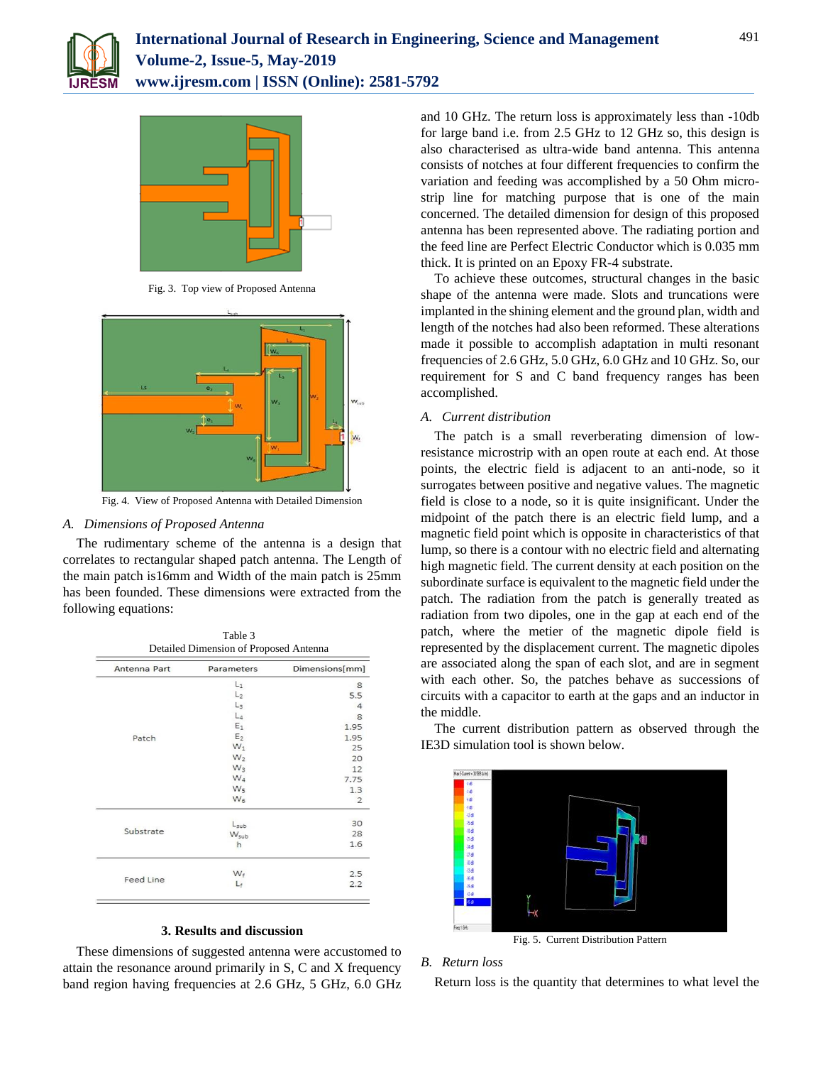Fig. 3. Top view of Proposed Antenna

Fig. 4. View of Proposed Antenna with Detailed Dimension

### A. *Dimensions of Proposed Antenna*

The rudimentary scheme of the antenna is a design that correlates to rectangular shaped patch antenna. The Length of the main patch is16mm and Width of the main patch is 25mm has been founded. These dimensions were extracted from the following equations:

Table 3
Detailed Dimension of Proposed Antenna

| Antenna Part | Parameters | Dimensions[mm] |
|---|---|---|
| Patch | $L_1$ | 8 |
| | $L_2$ | 5.5 |
| | $L_3$ | 4 |
| | $L_4$ | 8 |
| | $E_1$ | 1.95 |
| | $E_2$ | 1.95 |
| | $W_1$ | 25 |
| | $W_2$ | 20 |
| | $W_3$ | 12 |
| | $W_4$ | 7.75 |
| | $W_5$ | 1.3 |
| | $W_6$ | 2 |
| Substrate | $L_{sub}$ | 30 |
| | $W_{sub}$ | 28 |
| | h | 1.6 |
| Feed Line | $W_f$ | 2.5 |
| | $L_f$ | 2.2 |

## 3. Results and discussion

These dimensions of suggested antenna were accustomed to attain the resonance around primarily in S, C and X frequency band region having frequencies at 2.6 GHz, 5 GHz, 6.0 GHz and 10 GHz. The return loss is approximately less than -10db for large band i.e. from 2.5 GHz to 12 GHz so, this design is also characterised as ultra-wide band antenna. This antenna consists of notches at four different frequencies to confirm the variation and feeding was accomplished by a 50 Ohm micro-strip line for matching purpose that is one of the main concerned. The detailed dimension for design of this proposed antenna has been represented above. The radiating portion and the feed line are Perfect Electric Conductor which is 0.035 mm thick. It is printed on an Epoxy FR-4 substrate.

To achieve these outcomes, structural changes in the basic shape of the antenna were made. Slots and truncations were implanted in the shining element and the ground plan, width and length of the notches had also been reformed. These alterations made it possible to accomplish adaptation in multi resonant frequencies of 2.6 GHz, 5.0 GHz, 6.0 GHz and 10 GHz. So, our requirement for S and C band frequency ranges has been accomplished.

### A. *Current distribution*

The patch is a small reverberating dimension of low-resistance microstrip with an open route at each end. At those points, the electric field is adjacent to an anti-node, so it surrogates between positive and negative values. The magnetic field is close to a node, so it is quite insignificant. Under the midpoint of the patch there is an electric field lump, and a magnetic field point which is opposite in characteristics of that lump, so there is a contour with no electric field and alternating high magnetic field. The current density at each position on the subordinate surface is equivalent to the magnetic field under the patch. The radiation from the patch is generally treated as radiation from two dipoles, one in the gap at each end of the patch, where the metier of the magnetic dipole field is represented by the displacement current. The magnetic dipoles are associated along the span of each slot, and are in segment with each other. So, the patches behave as successions of circuits with a capacitor to earth at the gaps and an inductor in the middle.

The current distribution pattern as observed through the IE3D simulation tool is shown below.

Fig. 5. Current Distribution Pattern

### B. *Return loss*

Return loss is the quantity that determines to what level the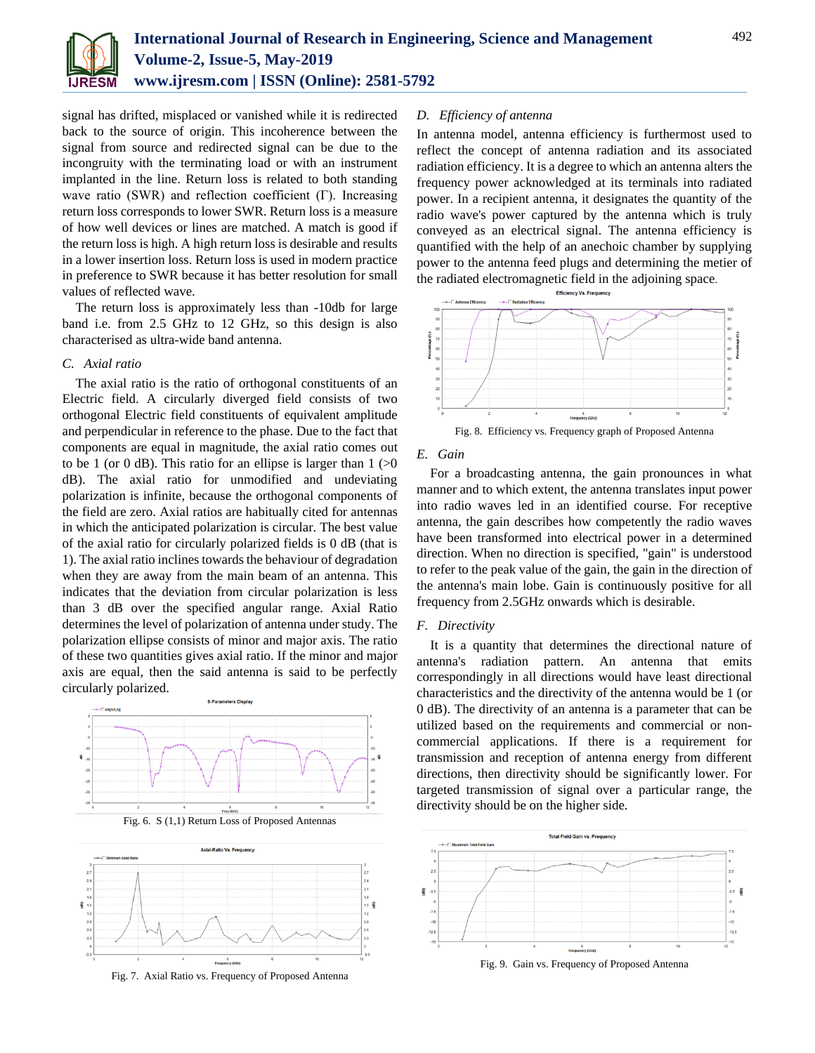signal has drifted, misplaced or vanished while it is redirected back to the source of origin. This incoherence between the signal from source and redirected signal can be due to the incongruity with the terminating load or with an instrument implanted in the line. Return loss is related to both standing wave ratio (SWR) and reflection coefficient (Γ). Increasing return loss corresponds to lower SWR. Return loss is a measure of how well devices or lines are matched. A match is good if the return loss is high. A high return loss is desirable and results in a lower insertion loss. Return loss is used in modern practice in preference to SWR because it has better resolution for small values of reflected wave.

The return loss is approximately less than -10db for large band i.e. from 2.5 GHz to 12 GHz, so this design is also characterised as ultra-wide band antenna.

### *C. Axial ratio*

The axial ratio is the ratio of orthogonal constituents of an Electric field. A circularly diverged field consists of two orthogonal Electric field constituents of equivalent amplitude and perpendicular in reference to the phase. Due to the fact that components are equal in magnitude, the axial ratio comes out to be 1 (or 0 dB). This ratio for an ellipse is larger than 1 (>0 dB). The axial ratio for unmodified and undeviating polarization is infinite, because the orthogonal components of the field are zero. Axial ratios are habitually cited for antennas in which the anticipated polarization is circular. The best value of the axial ratio for circularly polarized fields is 0 dB (that is 1). The axial ratio inclines towards the behaviour of degradation when they are away from the main beam of an antenna. This indicates that the deviation from circular polarization is less than 3 dB over the specified angular range. Axial Ratio determines the level of polarization of antenna under study. The polarization ellipse consists of minor and major axis. The ratio of these two quantities gives axial ratio. If the minor and major axis are equal, then the said antenna is said to be perfectly circularly polarized.

Fig. 6. S (1,1) Return Loss of Proposed Antennas

Fig. 7. Axial Ratio vs. Frequency of Proposed Antenna

### *D. Efficiency of antenna*

In antenna model, antenna efficiency is furthermost used to reflect the concept of antenna radiation and its associated radiation efficiency. It is a degree to which an antenna alters the frequency power acknowledged at its terminals into radiated power. In a recipient antenna, it designates the quantity of the radio wave's power captured by the antenna which is truly conveyed as an electrical signal. The antenna efficiency is quantified with the help of an anechoic chamber by supplying power to the antenna feed plugs and determining the metier of the radiated electromagnetic field in the adjoining space.

Fig. 8. Efficiency vs. Frequency graph of Proposed Antenna

### *E. Gain*

For a broadcasting antenna, the gain pronounces in what manner and to which extent, the antenna translates input power into radio waves led in an identified course. For receptive antenna, the gain describes how competently the radio waves have been transformed into electrical power in a determined direction. When no direction is specified, "gain" is understood to refer to the peak value of the gain, the gain in the direction of the antenna's main lobe. Gain is continuously positive for all frequency from 2.5GHz onwards which is desirable.

### *F. Directivity*

It is a quantity that determines the directional nature of antenna's radiation pattern. An antenna that emits correspondingly in all directions would have least directional characteristics and the directivity of the antenna would be 1 (or 0 dB). The directivity of an antenna is a parameter that can be utilized based on the requirements and commercial or non-commercial applications. If there is a requirement for transmission and reception of antenna energy from different directions, then directivity should be significantly lower. For targeted transmission of signal over a particular range, the directivity should be on the higher side.

Fig. 9. Gain vs. Frequency of Proposed Antenna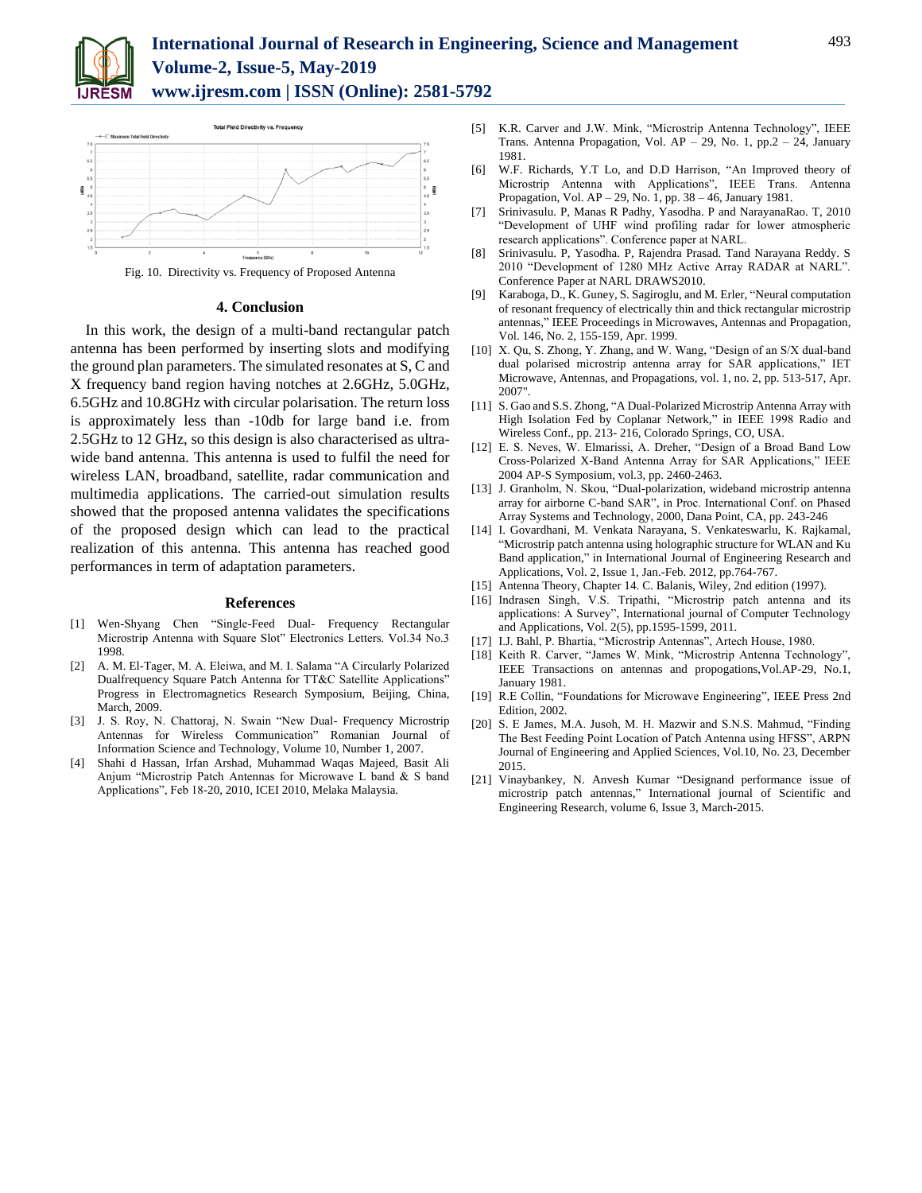Total Field Directivity vs. Frequency

Maximum Total Field Directivity

Frequency (GHz)

Fig. 10. Directivity vs. Frequency of Proposed Antenna

## 4. Conclusion

In this work, the design of a multi-band rectangular patch antenna has been performed by inserting slots and modifying the ground plan parameters. The simulated resonates at S, C and X frequency band region having notches at 2.6GHz, 5.0GHz, 6.5GHz and 10.8GHz with circular polarisation. The return loss is approximately less than -10db for large band i.e. from 2.5GHz to 12 GHz, so this design is also characterised as ultra-wide band antenna. This antenna is used to fulfil the need for wireless LAN, broadband, satellite, radar communication and multimedia applications. The carried-out simulation results showed that the proposed antenna validates the specifications of the proposed design which can lead to the practical realization of this antenna. This antenna has reached good performances in term of adaptation parameters.

## References

[1] Wen-Shyang Chen "Single-Feed Dual- Frequency Rectangular Microstrip Antenna with Square Slot" Electronics Letters. Vol.34 No.3 1998.

[2] A. M. El-Tager, M. A. Eleiwa, and M. I. Salama "A Circularly Polarized Dualfrequency Square Patch Antenna for TT&C Satellite Applications" Progress in Electromagnetics Research Symposium, Beijing, China, March, 2009.

[3] J. S. Roy, N. Chattoraj, N. Swain "New Dual- Frequency Microstrip Antennas for Wireless Communication" Romanian Journal of Information Science and Technology, Volume 10, Number 1, 2007.

[4] Shahi d Hassan, Irfan Arshad, Muhammad Waqas Majeed, Basit Ali Anjum "Microstrip Patch Antennas for Microwave L band & S band Applications", Feb 18-20, 2010, ICEI 2010, Melaka Malaysia.

[5] K.R. Carver and J.W. Mink, "Microstrip Antenna Technology", IEEE Trans. Antenna Propagation, Vol. AP – 29, No. 1, pp.2 – 24, January 1981.

[6] W.F. Richards, Y.T Lo, and D.D Harrison, "An Improved theory of Microstrip Antenna with Applications", IEEE Trans. Antenna Propagation, Vol. AP – 29, No. 1, pp. 38 – 46, January 1981.

[7] Srinivasulu. P, Manas R Padhy, Yasodha. P and NarayanaRao. T, 2010 "Development of UHF wind profiling radar for lower atmospheric research applications". Conference paper at NARL.

[8] Srinivasulu. P, Yasodha. P, Rajendra Prasad. Tand Narayana Reddy. S 2010 "Development of 1280 MHz Active Array RADAR at NARL". Conference Paper at NARL DRAWS2010.

[9] Karaboga, D., K. Guney, S. Sagiroglu, and M. Erler, "Neural computation of resonant frequency of electrically thin and thick rectangular microstrip antennas," IEEE Proceedings in Microwaves, Antennas and Propagation, Vol. 146, No. 2, 155-159, Apr. 1999.

[10] X. Qu, S. Zhong, Y. Zhang, and W. Wang, "Design of an S/X dual-band dual polarised microstrip antenna array for SAR applications," IET Microwave, Antennas, and Propagations, vol. 1, no. 2, pp. 513-517, Apr. 2007".

[11] S. Gao and S.S. Zhong, "A Dual-Polarized Microstrip Antenna Array with High Isolation Fed by Coplanar Network," in IEEE 1998 Radio and Wireless Conf., pp. 213- 216, Colorado Springs, CO, USA.

[12] E. S. Neves, W. Elmarissi, A. Dreher, "Design of a Broad Band Low Cross-Polarized X-Band Antenna Array for SAR Applications," IEEE 2004 AP-S Symposium, vol.3, pp. 2460-2463.

[13] J. Granholm, N. Skou, "Dual-polarization, wideband microstrip antenna array for airborne C-band SAR", in Proc. International Conf. on Phased Array Systems and Technology, 2000, Dana Point, CA, pp. 243-246

[14] I. Govardhani, M. Venkata Narayana, S. Venkateswarlu, K. Rajkamal, "Microstrip patch antenna using holographic structure for WLAN and Ku Band application," in International Journal of Engineering Research and Applications, Vol. 2, Issue 1, Jan.-Feb. 2012, pp.764-767.

[15] Antenna Theory, Chapter 14. C. Balanis, Wiley, 2nd edition (1997).

[16] Indrasen Singh, V.S. Tripathi, "Microstrip patch antenna and its applications: A Survey", International journal of Computer Technology and Applications, Vol. 2(5), pp.1595-1599, 2011.

[17] I.J. Bahl, P. Bhartia, "Microstrip Antennas", Artech House, 1980.

[18] Keith R. Carver, "James W. Mink, "Microstrip Antenna Technology", IEEE Transactions on antennas and propogations,Vol.AP-29, No.1, January 1981.

[19] R.E Collin, "Foundations for Microwave Engineering", IEEE Press 2nd Edition, 2002.

[20] S. E James, M.A. Jusoh, M. H. Mazwir and S.N.S. Mahmud, "Finding The Best Feeding Point Location of Patch Antenna using HFSS", ARPN Journal of Engineering and Applied Sciences, Vol.10, No. 23, December 2015.

[21] Vinaybankey, N. Anvesh Kumar "Designand performance issue of microstrip patch antennas," International journal of Scientific and Engineering Research, volume 6, Issue 3, March-2015.